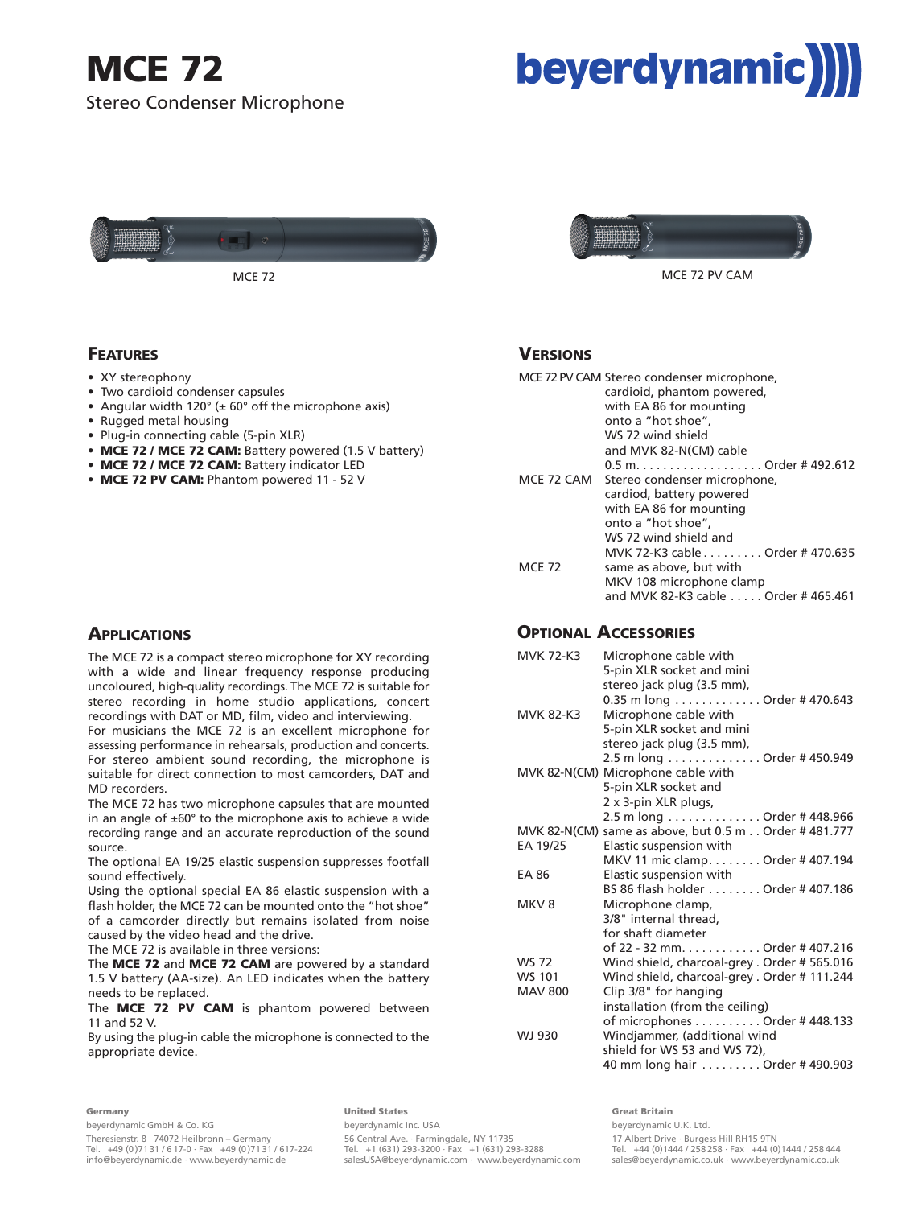# MCE 72

Stereo Condenser Microphone

beyerdynamic

MCE 72

MCE 72 PV CAM

## Features

- XY stereophony
- Two cardioid condenser capsules
- Angular width 120° (± 60° off the microphone axis)
- Rugged metal housing
- Plug-in connecting cable (5-pin XLR)
- **MCE 72 / MCE 72 CAM:** Battery powered (1.5 V battery)
- **MCE 72 / MCE 72 CAM:** Battery indicator LED
- **MCE 72 PV CAM:** Phantom powered 11 - 52 V

## Applications

The MCE 72 is a compact stereo microphone for XY recording with a wide and linear frequency response producing uncoloured, high-quality recordings. The MCE 72 is suitable for stereo recording in home studio applications, concert recordings with DAT or MD, film, video and interviewing.
For musicians the MCE 72 is an excellent microphone for assessing performance in rehearsals, production and concerts.
For stereo ambient sound recording, the microphone is suitable for direct connection to most camcorders, DAT and MD recorders.
The MCE 72 has two microphone capsules that are mounted in an angle of ±60° to the microphone axis to achieve a wide recording range and an accurate reproduction of the sound source.
The optional EA 19/25 elastic suspension suppresses footfall sound effectively.
Using the optional special EA 86 elastic suspension with a flash holder, the MCE 72 can be mounted onto the "hot shoe" of a camcorder directly but remains isolated from noise caused by the video head and the drive.
The MCE 72 is available in three versions:
The **MCE 72** and **MCE 72 CAM** are powered by a standard 1.5 V battery (AA-size). An LED indicates when the battery needs to be replaced.
The **MCE 72 PV CAM** is phantom powered between 11 and 52 V.
By using the plug-in cable the microphone is connected to the appropriate device.

## Versions

| Version | Description | Order # |
|---|---|---|
| MCE 72 PV CAM | Stereo condenser microphone, cardioid, phantom powered, with EA 86 for mounting onto a "hot shoe", WS 72 wind shield and MVK 82-N(CM) cable 0.5 m | 492.612 |
| MCE 72 CAM | Stereo condenser microphone, cardiod, battery powered with EA 86 for mounting onto a "hot shoe", WS 72 wind shield and MVK 72-K3 cable | 470.635 |
| MCE 72 | same as above, but with MKV 108 microphone clamp and MVK 82-K3 cable | 465.461 |

## Optional Accessories

| Accessory | Description | Order # |
|---|---|---|
| MVK 72-K3 | Microphone cable with 5-pin XLR socket and mini stereo jack plug (3.5 mm), 0.35 m long | 470.643 |
| MVK 82-K3 | Microphone cable with 5-pin XLR socket and mini stereo jack plug (3.5 mm), 2.5 m long | 450.949 |
| MVK 82-N(CM) | Microphone cable with 5-pin XLR socket and 2 x 3-pin XLR plugs, 2.5 m long | 448.966 |
| MVK 82-N(CM) | same as above, but 0.5 m | 481.777 |
| EA 19/25 | Elastic suspension with MKV 11 mic clamp | 407.194 |
| EA 86 | Elastic suspension with BS 86 flash holder | 407.186 |
| MKV 8 | Microphone clamp, 3/8" internal thread, for shaft diameter of 22 - 32 mm | 407.216 |
| WS 72 | Wind shield, charcoal-grey | 565.016 |
| WS 101 | Wind shield, charcoal-grey | 111.244 |
| MAV 800 | Clip 3/8" for hanging installation (from the ceiling) of microphones | 448.133 |
| WJ 930 | Windjammer, (additional wind shield for WS 53 and WS 72), 40 mm long hair | 490.903 |

**Germany**
beyerdynamic GmbH & Co. KG
Theresienstr. 8 · 74072 Heilbronn – Germany
Tel. +49 (0)71 31 / 617-0 · Fax +49 (0)71 31 / 617-224
info@beyerdynamic.de · www.beyerdynamic.de

**United States**
beyerdynamic Inc. USA
56 Central Ave. · Farmingdale, NY 11735
Tel. +1 (631) 293-3200 · Fax +1 (631) 293-3288
salesUSA@beyerdynamic.com · www.beyerdynamic.com

**Great Britain**
beyerdynamic U.K. Ltd.
17 Albert Drive · Burgess Hill RH15 9TN
Tel. +44 (0)1444 / 258 258 · Fax +44 (0)1444 / 258 444
sales@beyerdynamic.co.uk · www.beyerdynamic.co.uk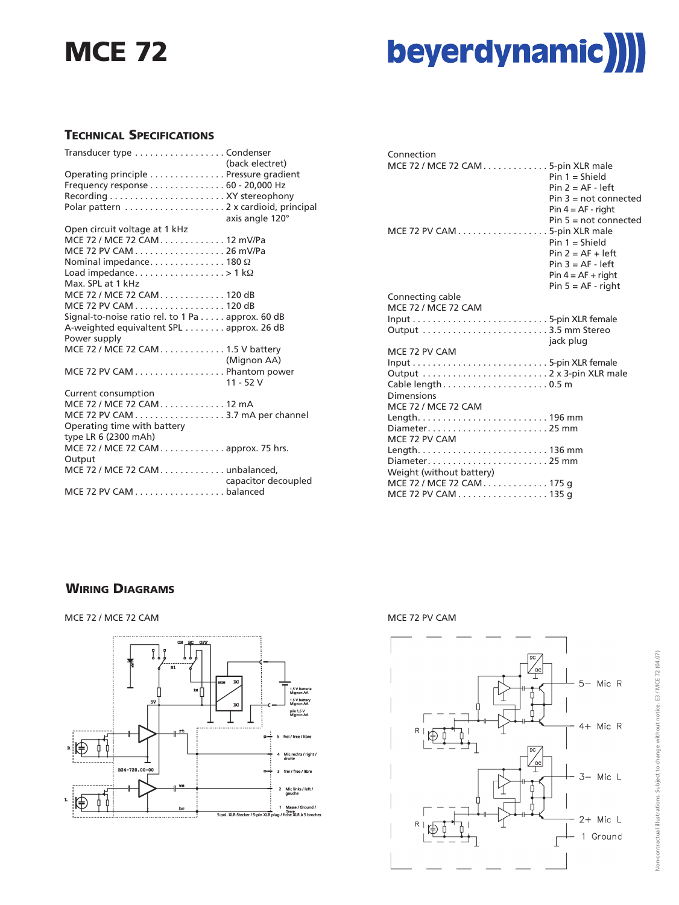# MCE 72

## Technical Specifications

| | |
|---|---|
| Transducer type | Condenser (back electret) |
| Operating principle | Pressure gradient |
| Frequency response | 60 - 20,000 Hz |
| Recording | XY stereophony |
| Polar pattern | 2 x cardioid, principal axis angle 120° |
| Open circuit voltage at 1 kHz | |
| MCE 72 / MCE 72 CAM | 12 mV/Pa |
| MCE 72 PV CAM | 26 mV/Pa |
| Nominal impedance | 180 Ω |
| Load impedance | > 1 kΩ |
| Max. SPL at 1 kHz | |
| MCE 72 / MCE 72 CAM | 120 dB |
| MCE 72 PV CAM | 120 dB |
| Signal-to-noise ratio rel. to 1 Pa | approx. 60 dB |
| A-weighted equivaltent SPL | approx. 26 dB |
| Power supply | |
| MCE 72 / MCE 72 CAM | 1.5 V battery (Mignon AA) |
| MCE 72 PV CAM | Phantom power 11 - 52 V |
| Current consumption | |
| MCE 72 / MCE 72 CAM | 12 mA |
| MCE 72 PV CAM | 3.7 mA per channel |
| Operating time with battery type LR 6 (2300 mAh) | |
| MCE 72 / MCE 72 CAM | approx. 75 hrs. |
| Output | |
| MCE 72 / MCE 72 CAM | unbalanced, capacitor decoupled |
| MCE 72 PV CAM | balanced |

| | |
|---|---|
| Connection | |
| MCE 72 / MCE 72 CAM | 5-pin XLR male<br>Pin 1 = Shield<br>Pin 2 = AF - left<br>Pin 3 = not connected<br>Pin 4 = AF - right<br>Pin 5 = not connected |
| MCE 72 PV CAM | 5-pin XLR male<br>Pin 1 = Shield<br>Pin 2 = AF + left<br>Pin 3 = AF - left<br>Pin 4 = AF + right<br>Pin 5 = AF - right |
| Connecting cable | |
| MCE 72 / MCE 72 CAM | |
| Input | 5-pin XLR female |
| Output | 3.5 mm Stereo jack plug |
| MCE 72 PV CAM | |
| Input | 5-pin XLR female |
| Output | 2 x 3-pin XLR male |
| Cable length | 0.5 m |
| Dimensions | |
| MCE 72 / MCE 72 CAM | |
| Length | 196 mm |
| Diameter | 25 mm |
| MCE 72 PV CAM | |
| Length | 136 mm |
| Diameter | 25 mm |
| Weight (without battery) | |
| MCE 72 / MCE 72 CAM | 175 g |
| MCE 72 PV CAM | 135 g |

## Wiring Diagrams

MCE 72 / MCE 72 CAM

ON BC OFF · S1 · 5V · 1M · DC · 1,5 V Batterie Mignon AA / 1.5 V battery Mignon AA / pile 1,5 V Mignon AA · R · L · B24-720.00-00 · rt · ws · br
5 frei / free / libre
4 Mic rechts / right / droite
3 frei / free / libre
2 Mic links / left / gauche
1 Masse / Ground / Terre
5-pol. XLR-Stecker / 5-pin XLR plug / fiche XLR à 5 broches

MCE 72 PV CAM

DC · DC · R · R
5– Mic R
4+ Mic R
3– Mic L
2+ Mic L
1 Ground

Non-contractual illustrations. Subject to change without notice. E3 / MCE 72 (04.07)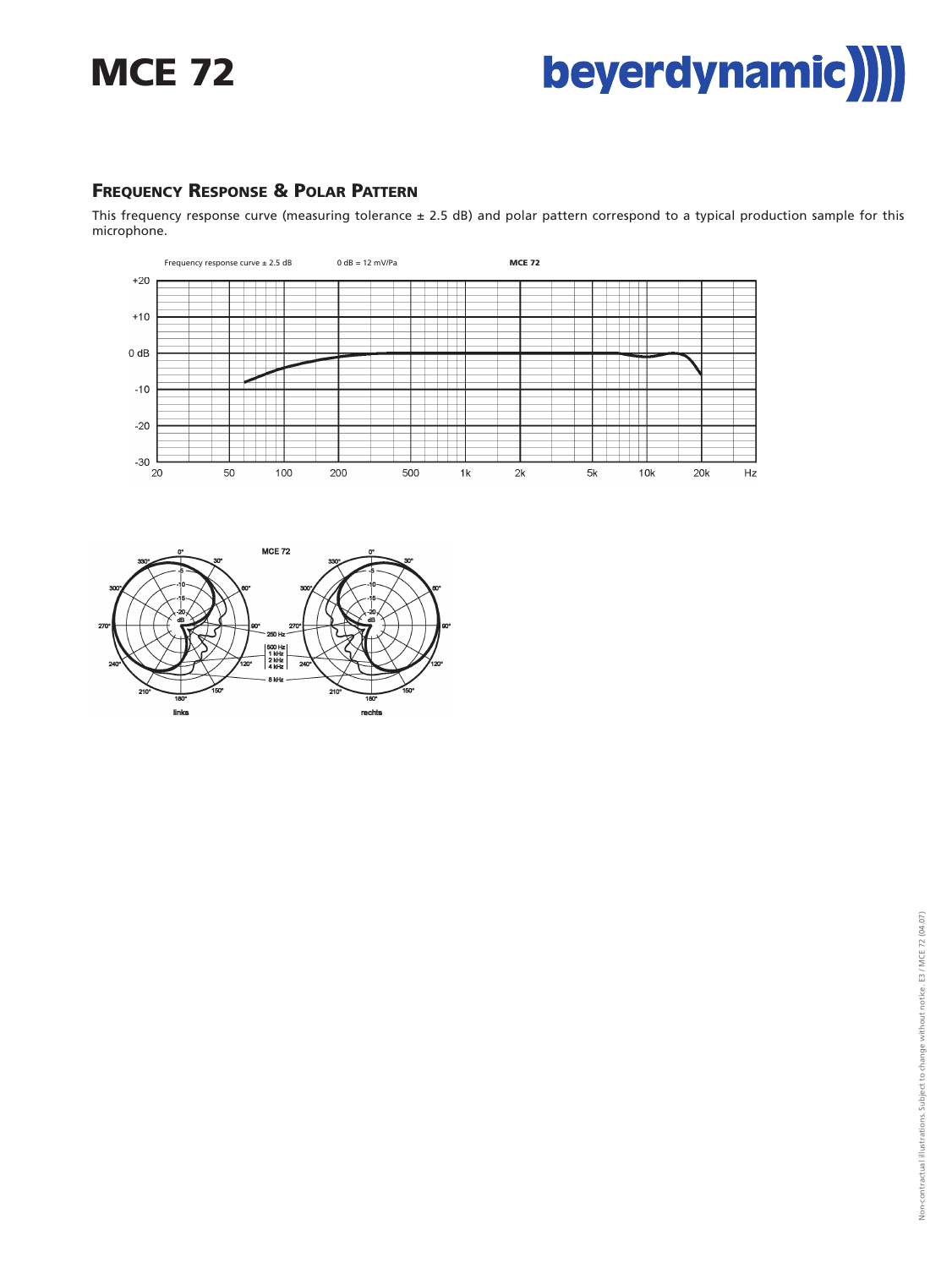# MCE 72

## Frequency Response & Polar Pattern

This frequency response curve (measuring tolerance ± 2.5 dB) and polar pattern correspond to a typical production sample for this microphone.

Frequency response curve ± 2.5 dB

0 dB = 12 mV/Pa

MCE 72

+20
+10
0 dB
-10
-20
-30

20 50 100 200 500 1k 2k 5k 10k 20k Hz

MCE 72

0° 30° 60° 90° 120° 150° 180° 210° 240° 270° 300° 330°

-5 -10 -15 -20 dB

250 Hz
500 Hz
1 kHz
2 kHz
4 kHz
8 kHz

links

rechts